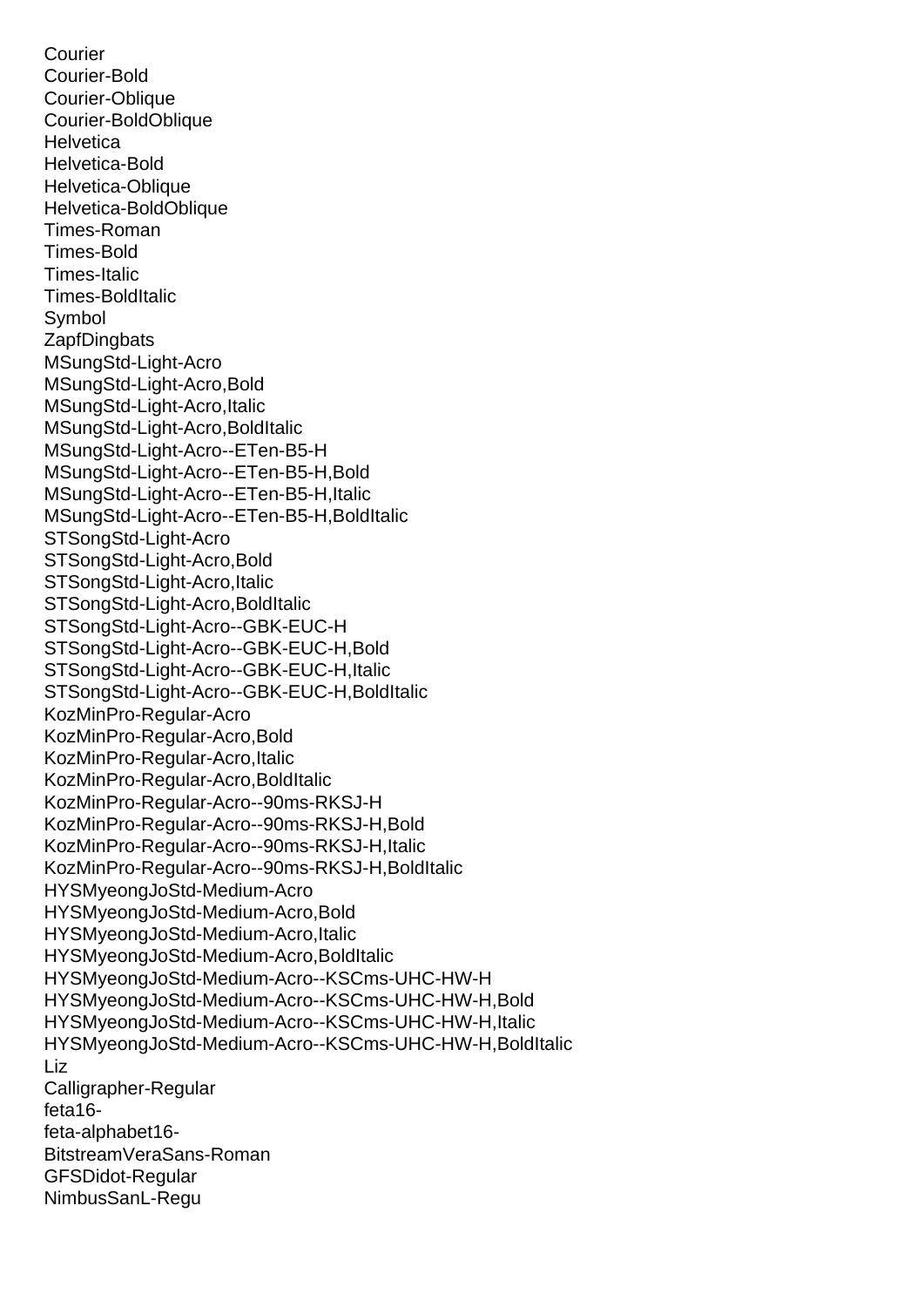Courier
Courier-Bold
Courier-Oblique
Courier-BoldOblique
Helvetica
Helvetica-Bold
Helvetica-Oblique
Helvetica-BoldOblique
Times-Roman
Times-Bold
Times-Italic
Times-BoldItalic
Symbol
ZapfDingbats
MSungStd-Light-Acro
MSungStd-Light-Acro,Bold
MSungStd-Light-Acro,Italic
MSungStd-Light-Acro,BoldItalic
MSungStd-Light-Acro--ETen-B5-H
MSungStd-Light-Acro--ETen-B5-H,Bold
MSungStd-Light-Acro--ETen-B5-H,Italic
MSungStd-Light-Acro--ETen-B5-H,BoldItalic
STSongStd-Light-Acro
STSongStd-Light-Acro,Bold
STSongStd-Light-Acro,Italic
STSongStd-Light-Acro,BoldItalic
STSongStd-Light-Acro--GBK-EUC-H
STSongStd-Light-Acro--GBK-EUC-H,Bold
STSongStd-Light-Acro--GBK-EUC-H,Italic
STSongStd-Light-Acro--GBK-EUC-H,BoldItalic
KozMinPro-Regular-Acro
KozMinPro-Regular-Acro,Bold
KozMinPro-Regular-Acro,Italic
KozMinPro-Regular-Acro,BoldItalic
KozMinPro-Regular-Acro--90ms-RKSJ-H
KozMinPro-Regular-Acro--90ms-RKSJ-H,Bold
KozMinPro-Regular-Acro--90ms-RKSJ-H,Italic
KozMinPro-Regular-Acro--90ms-RKSJ-H,BoldItalic
HYSMyeongJoStd-Medium-Acro
HYSMyeongJoStd-Medium-Acro,Bold
HYSMyeongJoStd-Medium-Acro,Italic
HYSMyeongJoStd-Medium-Acro,BoldItalic
HYSMyeongJoStd-Medium-Acro--KSCms-UHC-HW-H
HYSMyeongJoStd-Medium-Acro--KSCms-UHC-HW-H,Bold
HYSMyeongJoStd-Medium-Acro--KSCms-UHC-HW-H,Italic
HYSMyeongJoStd-Medium-Acro--KSCms-UHC-HW-H,BoldItalic
Liz
Calligrapher-Regular
feta16-
feta-alphabet16-
BitstreamVeraSans-Roman
GFSDidot-Regular
NimbusSanL-Regu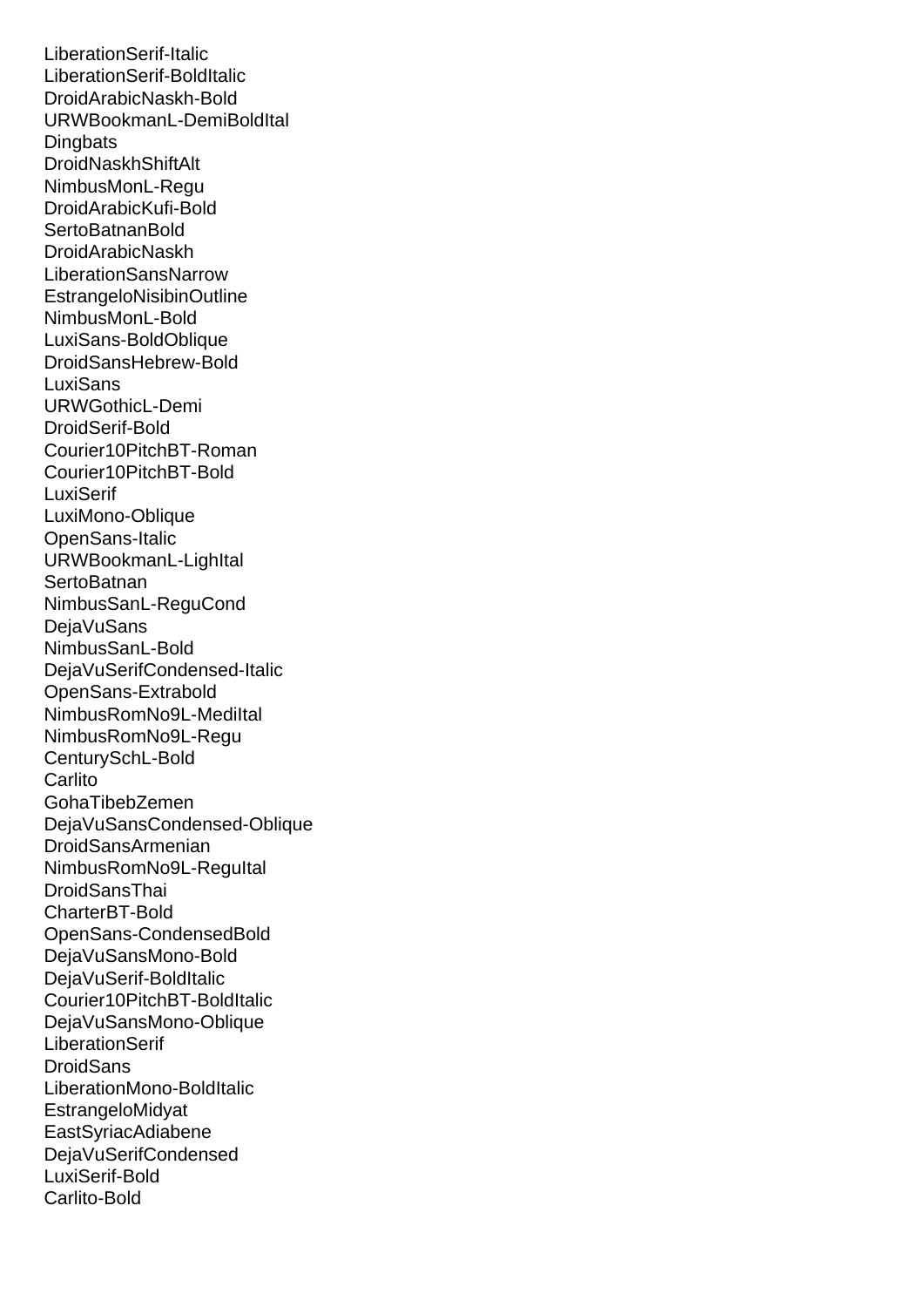LiberationSerif-Italic
LiberationSerif-BoldItalic
DroidArabicNaskh-Bold
URWBookmanL-DemiBoldItal
Dingbats
DroidNaskhShiftAlt
NimbusMonL-Regu
DroidArabicKufi-Bold
SertoBatnanBold
DroidArabicNaskh
LiberationSansNarrow
EstrangeloNisibinOutline
NimbusMonL-Bold
LuxiSans-BoldOblique
DroidSansHebrew-Bold
LuxiSans
URWGothicL-Demi
DroidSerif-Bold
Courier10PitchBT-Roman
Courier10PitchBT-Bold
LuxiSerif
LuxiMono-Oblique
OpenSans-Italic
URWBookmanL-LighItal
SertoBatnan
NimbusSanL-ReguCond
DejaVuSans
NimbusSanL-Bold
DejaVuSerifCondensed-Italic
OpenSans-Extrabold
NimbusRomNo9L-MediItal
NimbusRomNo9L-Regu
CenturySchL-Bold
Carlito
GohaTibebZemen
DejaVuSansCondensed-Oblique
DroidSansArmenian
NimbusRomNo9L-ReguItal
DroidSansThai
CharterBT-Bold
OpenSans-CondensedBold
DejaVuSansMono-Bold
DejaVuSerif-BoldItalic
Courier10PitchBT-BoldItalic
DejaVuSansMono-Oblique
LiberationSerif
DroidSans
LiberationMono-BoldItalic
EstrangeloMidyat
EastSyriacAdiabene
DejaVuSerifCondensed
LuxiSerif-Bold
Carlito-Bold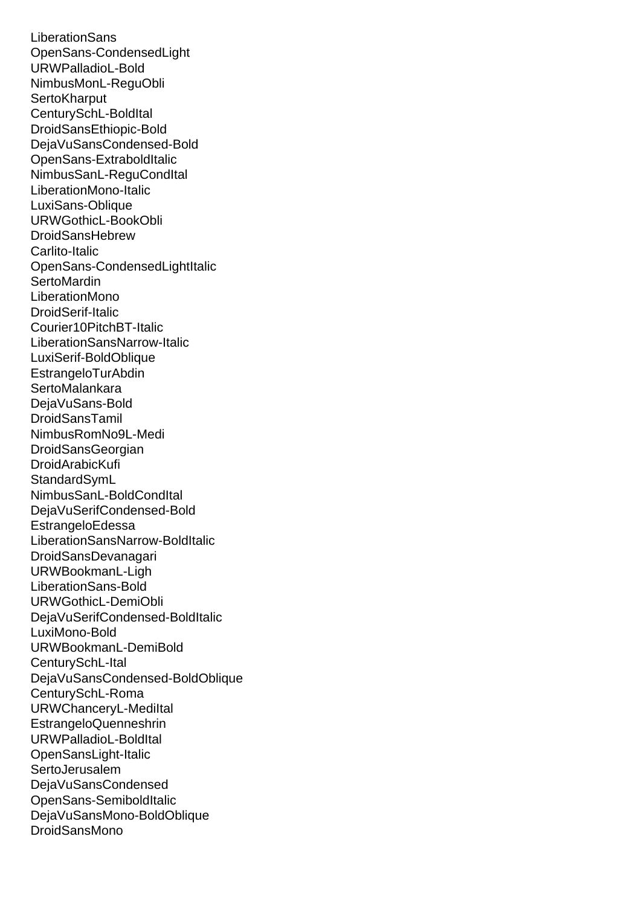LiberationSans
OpenSans-CondensedLight
URWPalladioL-Bold
NimbusMonL-ReguObli
SertoKharput
CenturySchL-BoldItal
DroidSansEthiopic-Bold
DejaVuSansCondensed-Bold
OpenSans-ExtraboldItalic
NimbusSanL-ReguCondItal
LiberationMono-Italic
LuxiSans-Oblique
URWGothicL-BookObli
DroidSansHebrew
Carlito-Italic
OpenSans-CondensedLightItalic
SertoMardin
LiberationMono
DroidSerif-Italic
Courier10PitchBT-Italic
LiberationSansNarrow-Italic
LuxiSerif-BoldOblique
EstrangeloTurAbdin
SertoMalankara
DejaVuSans-Bold
DroidSansTamil
NimbusRomNo9L-Medi
DroidSansGeorgian
DroidArabicKufi
StandardSymL
NimbusSanL-BoldCondItal
DejaVuSerifCondensed-Bold
EstrangeloEdessa
LiberationSansNarrow-BoldItalic
DroidSansDevanagari
URWBookmanL-Ligh
LiberationSans-Bold
URWGothicL-DemiObli
DejaVuSerifCondensed-BoldItalic
LuxiMono-Bold
URWBookmanL-DemiBold
CenturySchL-Ital
DejaVuSansCondensed-BoldOblique
CenturySchL-Roma
URWChanceryL-MediItal
EstrangeloQuenneshrin
URWPalladioL-BoldItal
OpenSansLight-Italic
SertoJerusalem
DejaVuSansCondensed
OpenSans-SemiboldItalic
DejaVuSansMono-BoldOblique
DroidSansMono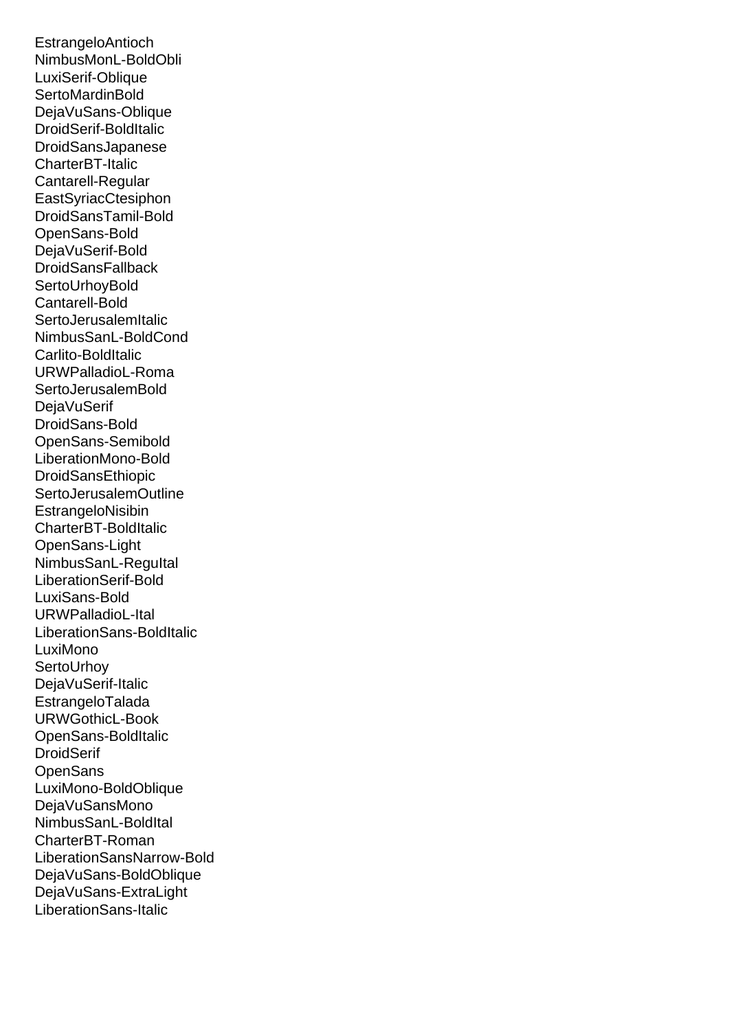EstrangeloAntioch
NimbusMonL-BoldObli
LuxiSerif-Oblique
SertoMardinBold
DejaVuSans-Oblique
DroidSerif-BoldItalic
DroidSansJapanese
CharterBT-Italic
Cantarell-Regular
EastSyriacCtesiphon
DroidSansTamil-Bold
OpenSans-Bold
DejaVuSerif-Bold
DroidSansFallback
SertoUrhoyBold
Cantarell-Bold
SertoJerusalemItalic
NimbusSanL-BoldCond
Carlito-BoldItalic
URWPalladioL-Roma
SertoJerusalemBold
DejaVuSerif
DroidSans-Bold
OpenSans-Semibold
LiberationMono-Bold
DroidSansEthiopic
SertoJerusalemOutline
EstrangeloNisibin
CharterBT-BoldItalic
OpenSans-Light
NimbusSanL-ReguItal
LiberationSerif-Bold
LuxiSans-Bold
URWPalladioL-Ital
LiberationSans-BoldItalic
LuxiMono
SertoUrhoy
DejaVuSerif-Italic
EstrangeloTalada
URWGothicL-Book
OpenSans-BoldItalic
DroidSerif
OpenSans
LuxiMono-BoldOblique
DejaVuSansMono
NimbusSanL-BoldItal
CharterBT-Roman
LiberationSansNarrow-Bold
DejaVuSans-BoldOblique
DejaVuSans-ExtraLight
LiberationSans-Italic